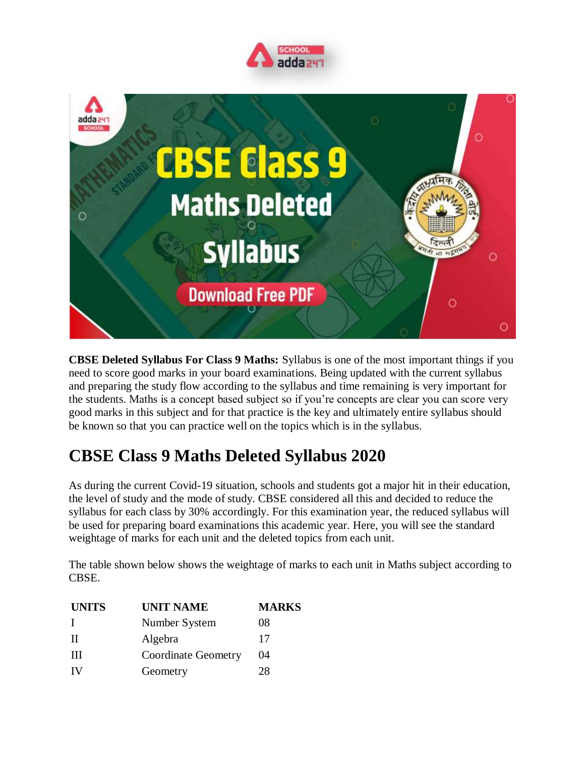**CBSE Deleted Syllabus For Class 9 Maths:** Syllabus is one of the most important things if you need to score good marks in your board examinations. Being updated with the current syllabus and preparing the study flow according to the syllabus and time remaining is very important for the students. Maths is a concept based subject so if you're concepts are clear you can score very good marks in this subject and for that practice is the key and ultimately entire syllabus should be known so that you can practice well on the topics which is in the syllabus.

## CBSE Class 9 Maths Deleted Syllabus 2020

As during the current Covid-19 situation, schools and students got a major hit in their education, the level of study and the mode of study. CBSE considered all this and decided to reduce the syllabus for each class by 30% accordingly. For this examination year, the reduced syllabus will be used for preparing board examinations this academic year. Here, you will see the standard weightage of marks for each unit and the deleted topics from each unit.

The table shown below shows the weightage of marks to each unit in Maths subject according to CBSE.

| UNITS | UNIT NAME | MARKS |
|---|---|---|
| I | Number System | 08 |
| II | Algebra | 17 |
| III | Coordinate Geometry | 04 |
| IV | Geometry | 28 |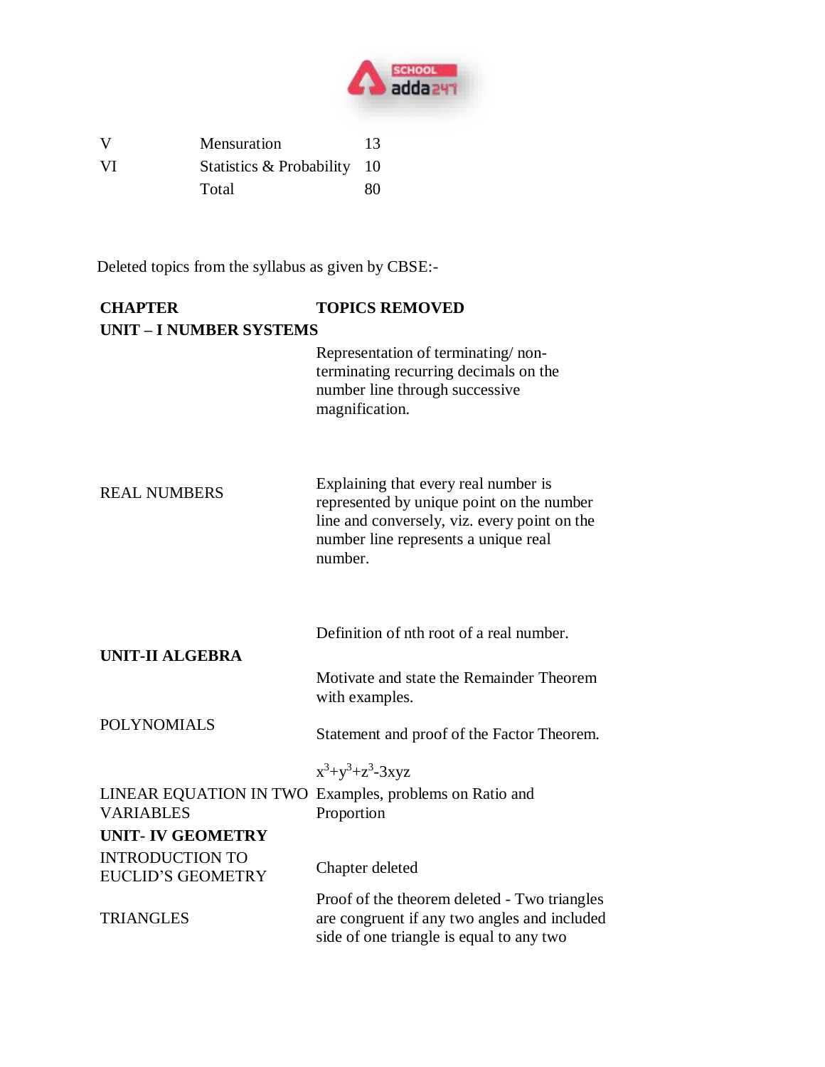| | | |
|---|---|---|
| V | Mensuration | 13 |
| VI | Statistics & Probability | 10 |
| | Total | 80 |

Deleted topics from the syllabus as given by CBSE:-

| CHAPTER | TOPICS REMOVED |
|---|---|
| **UNIT – I NUMBER SYSTEMS** | |
| | Representation of terminating/ non-terminating recurring decimals on the number line through successive magnification. |
| REAL NUMBERS | Explaining that every real number is represented by unique point on the number line and conversely, viz. every point on the number line represents a unique real number. |
| | Definition of nth root of a real number. |
| **UNIT-II ALGEBRA** | |
| POLYNOMIALS | Motivate and state the Remainder Theorem with examples. |
| | Statement and proof of the Factor Theorem. |
| | $x^3+y^3+z^3-3xyz$ |
| LINEAR EQUATION IN TWO VARIABLES | Examples, problems on Ratio and Proportion |
| **UNIT- IV GEOMETRY** | |
| INTRODUCTION TO EUCLID'S GEOMETRY | Chapter deleted |
| TRIANGLES | Proof of the theorem deleted - Two triangles are congruent if any two angles and included side of one triangle is equal to any two |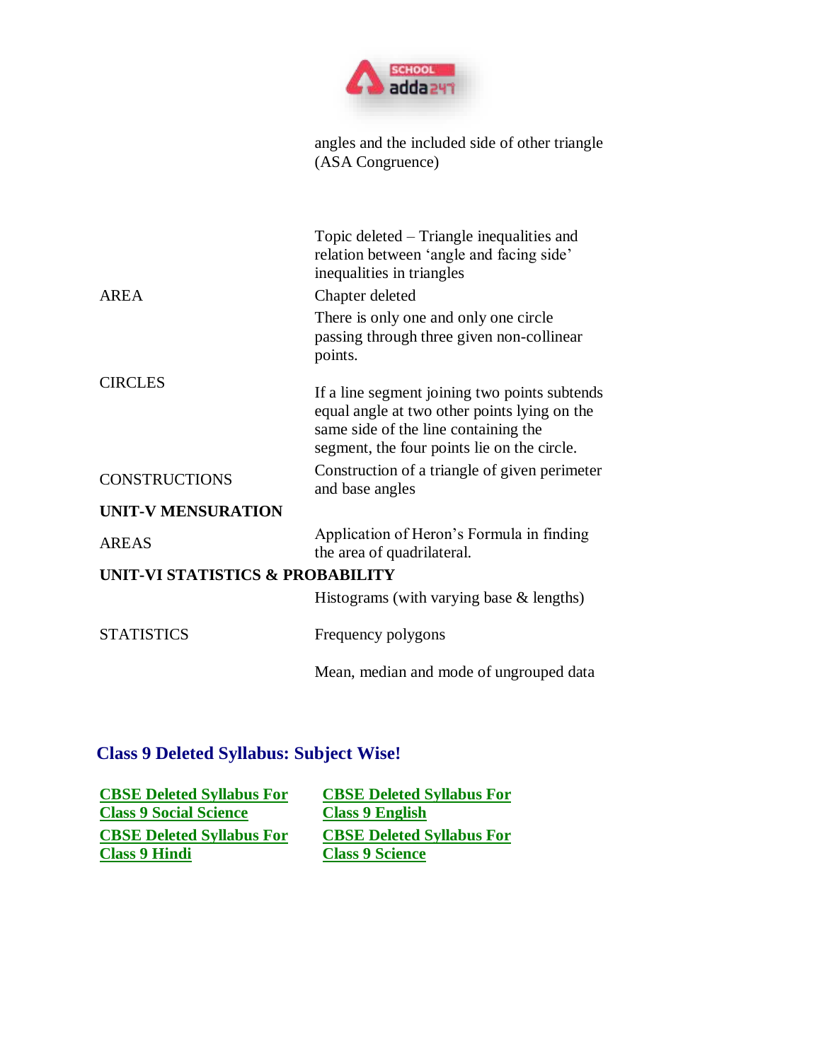| | |
|---|---|
| | angles and the included side of other triangle (ASA Congruence) |
| | Topic deleted – Triangle inequalities and relation between 'angle and facing side' inequalities in triangles |
| AREA | Chapter deleted |
| CIRCLES | There is only one and only one circle passing through three given non-collinear points. |
| | If a line segment joining two points subtends equal angle at two other points lying on the same side of the line containing the segment, the four points lie on the circle. |
| CONSTRUCTIONS | Construction of a triangle of given perimeter and base angles |
| **UNIT-V MENSURATION** | |
| AREAS | Application of Heron's Formula in finding the area of quadrilateral. |
| **UNIT-VI STATISTICS & PROBABILITY** | |
| | Histograms (with varying base & lengths) |
| STATISTICS | Frequency polygons |
| | Mean, median and mode of ungrouped data |

## Class 9 Deleted Syllabus: Subject Wise!

| | |
|---|---|
| **CBSE Deleted Syllabus For Class 9 Social Science** | **CBSE Deleted Syllabus For Class 9 English** |
| **CBSE Deleted Syllabus For Class 9 Hindi** | **CBSE Deleted Syllabus For Class 9 Science** |